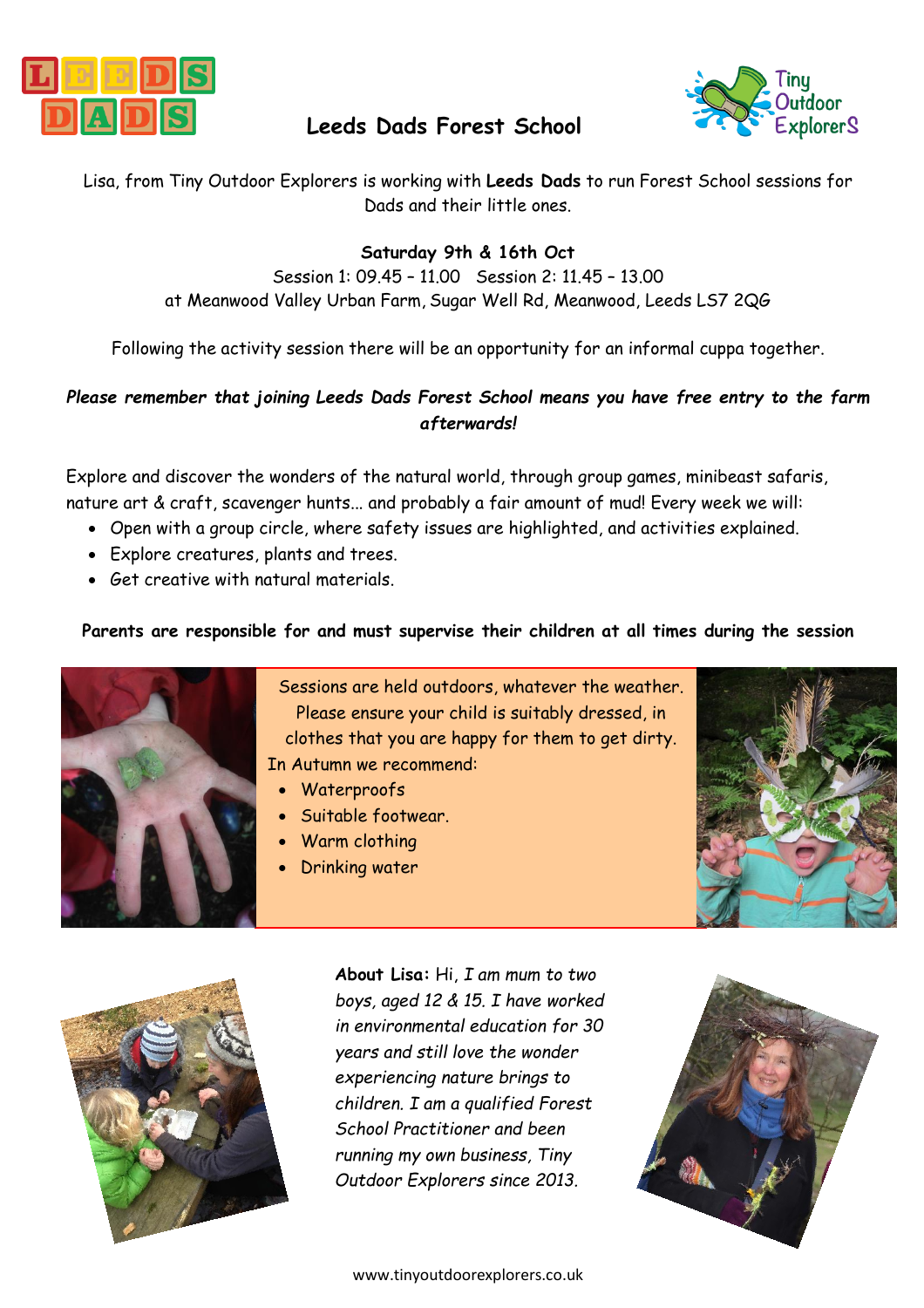# Leeds Dads Forest School

Lisa, from Tiny Outdoor Explorers is working with **Leeds Dads** to run Forest School sessions for Dads and their little ones.

**Saturday 9th & 16th Oct**

Session 1: 09.45 – 11.00   Session 2: 11.45 – 13.00

at Meanwood Valley Urban Farm, Sugar Well Rd, Meanwood, Leeds LS7 2QG

Following the activity session there will be an opportunity for an informal cuppa together.

***Please remember that joining Leeds Dads Forest School means you have free entry to the farm afterwards!***

Explore and discover the wonders of the natural world, through group games, minibeast safaris, nature art & craft, scavenger hunts... and probably a fair amount of mud! Every week we will:

- Open with a group circle, where safety issues are highlighted, and activities explained.
- Explore creatures, plants and trees.
- Get creative with natural materials.

**Parents are responsible for and must supervise their children at all times during the session**

Sessions are held outdoors, whatever the weather. Please ensure your child is suitably dressed, in clothes that you are happy for them to get dirty.

In Autumn we recommend:

- Waterproofs
- Suitable footwear.
- Warm clothing
- Drinking water

**About Lisa:** Hi, *I am mum to two boys, aged 12 & 15. I have worked in environmental education for 30 years and still love the wonder experiencing nature brings to children. I am a qualified Forest School Practitioner and been running my own business, Tiny Outdoor Explorers since 2013.*

www.tinyoutdoorexplorers.co.uk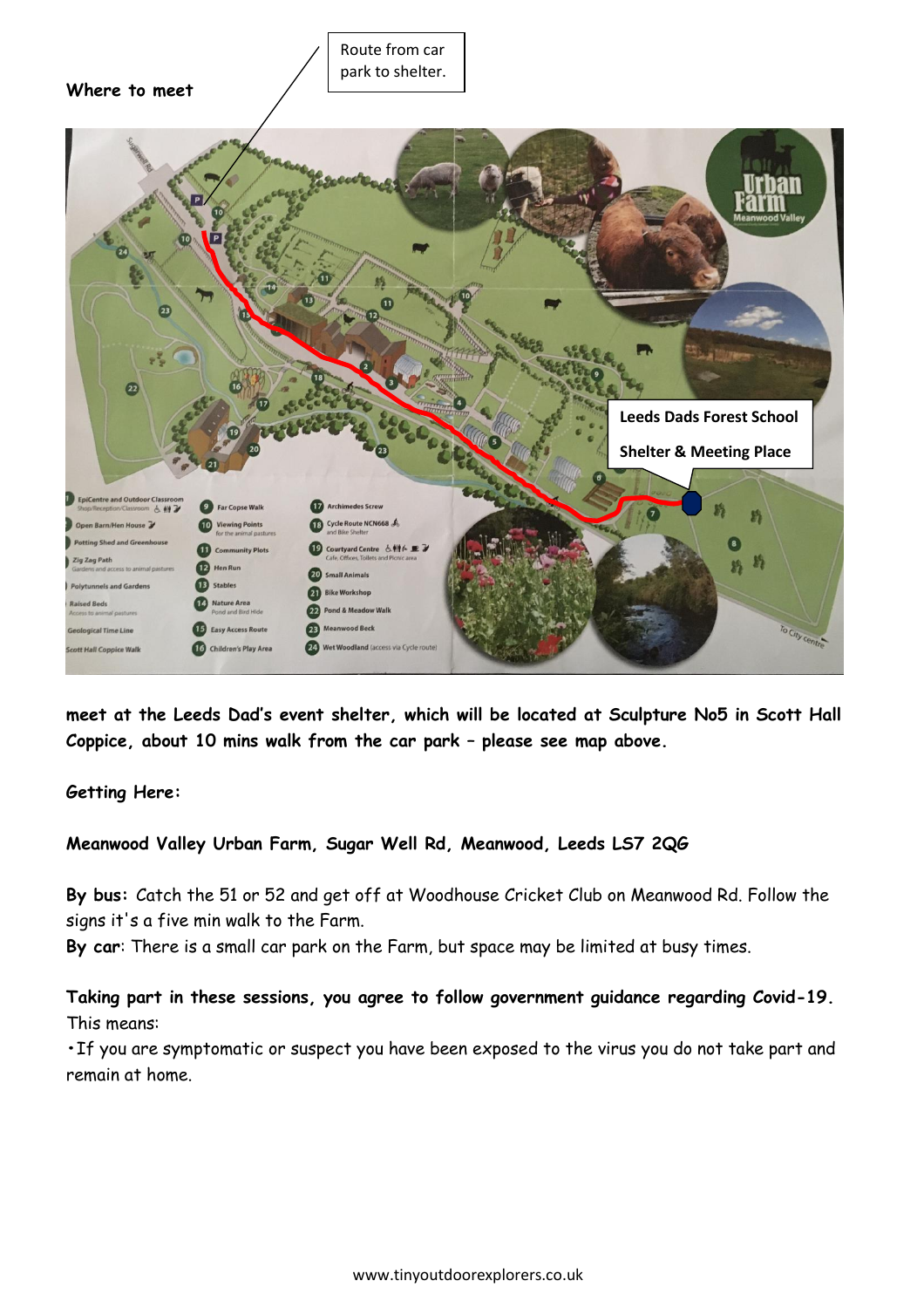**Where to meet**

Route from car park to shelter.

Leeds Dads Forest School Shelter & Meeting Place

**meet at the Leeds Dad's event shelter, which will be located at Sculpture No5 in Scott Hall Coppice, about 10 mins walk from the car park – please see map above.**

**Getting Here:**

**Meanwood Valley Urban Farm, Sugar Well Rd, Meanwood, Leeds LS7 2QG**

**By bus:** Catch the 51 or 52 and get off at Woodhouse Cricket Club on Meanwood Rd. Follow the signs it's a five min walk to the Farm.
**By car**: There is a small car park on the Farm, but space may be limited at busy times.

**Taking part in these sessions, you agree to follow government guidance regarding Covid-19.**
This means:
•If you are symptomatic or suspect you have been exposed to the virus you do not take part and remain at home.

www.tinyoutdoorexplorers.co.uk